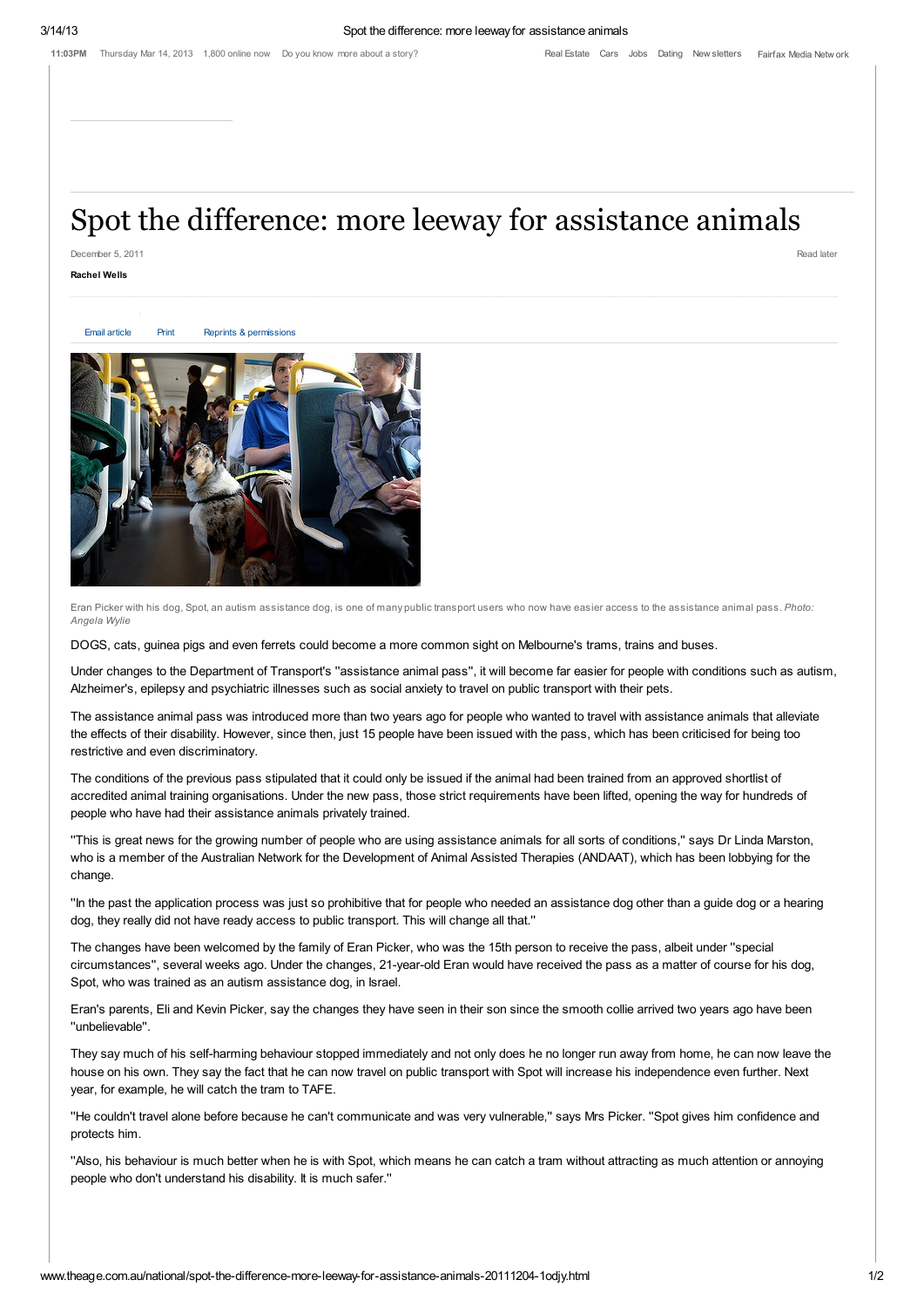# Spot the difference: more leeway for assistance animals

December 5, 2011

**Rachel Wells**

Eran Picker with his dog, Spot, an autism assistance dog, is one of many public transport users who now have easier access to the assistance animal pass. *Photo: Angela Wylie*

DOGS, cats, guinea pigs and even ferrets could become a more common sight on Melbourne's trams, trains and buses.

Under changes to the Department of Transport's ''assistance animal pass'', it will become far easier for people with conditions such as autism, Alzheimer's, epilepsy and psychiatric illnesses such as social anxiety to travel on public transport with their pets.

The assistance animal pass was introduced more than two years ago for people who wanted to travel with assistance animals that alleviate the effects of their disability. However, since then, just 15 people have been issued with the pass, which has been criticised for being too restrictive and even discriminatory.

The conditions of the previous pass stipulated that it could only be issued if the animal had been trained from an approved shortlist of accredited animal training organisations. Under the new pass, those strict requirements have been lifted, opening the way for hundreds of people who have had their assistance animals privately trained.

''This is great news for the growing number of people who are using assistance animals for all sorts of conditions,'' says Dr Linda Marston, who is a member of the Australian Network for the Development of Animal Assisted Therapies (ANDAAT), which has been lobbying for the change.

''In the past the application process was just so prohibitive that for people who needed an assistance dog other than a guide dog or a hearing dog, they really did not have ready access to public transport. This will change all that.''

The changes have been welcomed by the family of Eran Picker, who was the 15th person to receive the pass, albeit under ''special circumstances'', several weeks ago. Under the changes, 21-year-old Eran would have received the pass as a matter of course for his dog, Spot, who was trained as an autism assistance dog, in Israel.

Eran's parents, Eli and Kevin Picker, say the changes they have seen in their son since the smooth collie arrived two years ago have been ''unbelievable''.

They say much of his self-harming behaviour stopped immediately and not only does he no longer run away from home, he can now leave the house on his own. They say the fact that he can now travel on public transport with Spot will increase his independence even further. Next year, for example, he will catch the tram to TAFE.

''He couldn't travel alone before because he can't communicate and was very vulnerable,'' says Mrs Picker. ''Spot gives him confidence and protects him.

''Also, his behaviour is much better when he is with Spot, which means he can catch a tram without attracting as much attention or annoying people who don't understand his disability. It is much safer.''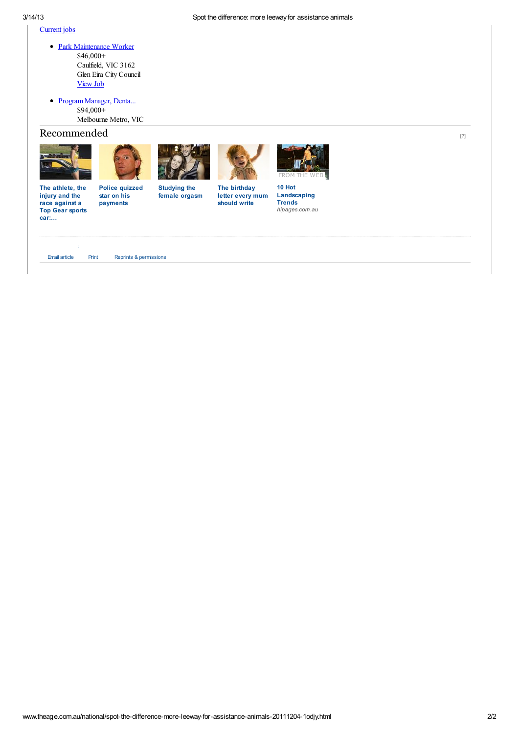Current jobs

- Park Maintenance Worker
  $46,000+
  Caulfield, VIC 3162
  Glen Eira City Council
  View Job
- Program Manager, Denta...
  $94,000+
  Melbourne Metro, VIC

## Recommended

[?]

**The athlete, the injury and the race against a Top Gear sports car:...**

**Police quizzed star on his payments**

**Studying the female orgasm**

**The birthday letter every mum should write**

FROM THE WEB

**10 Hot Landscaping Trends**
*hipages.com.au*

Email article Print Reprints & permissions